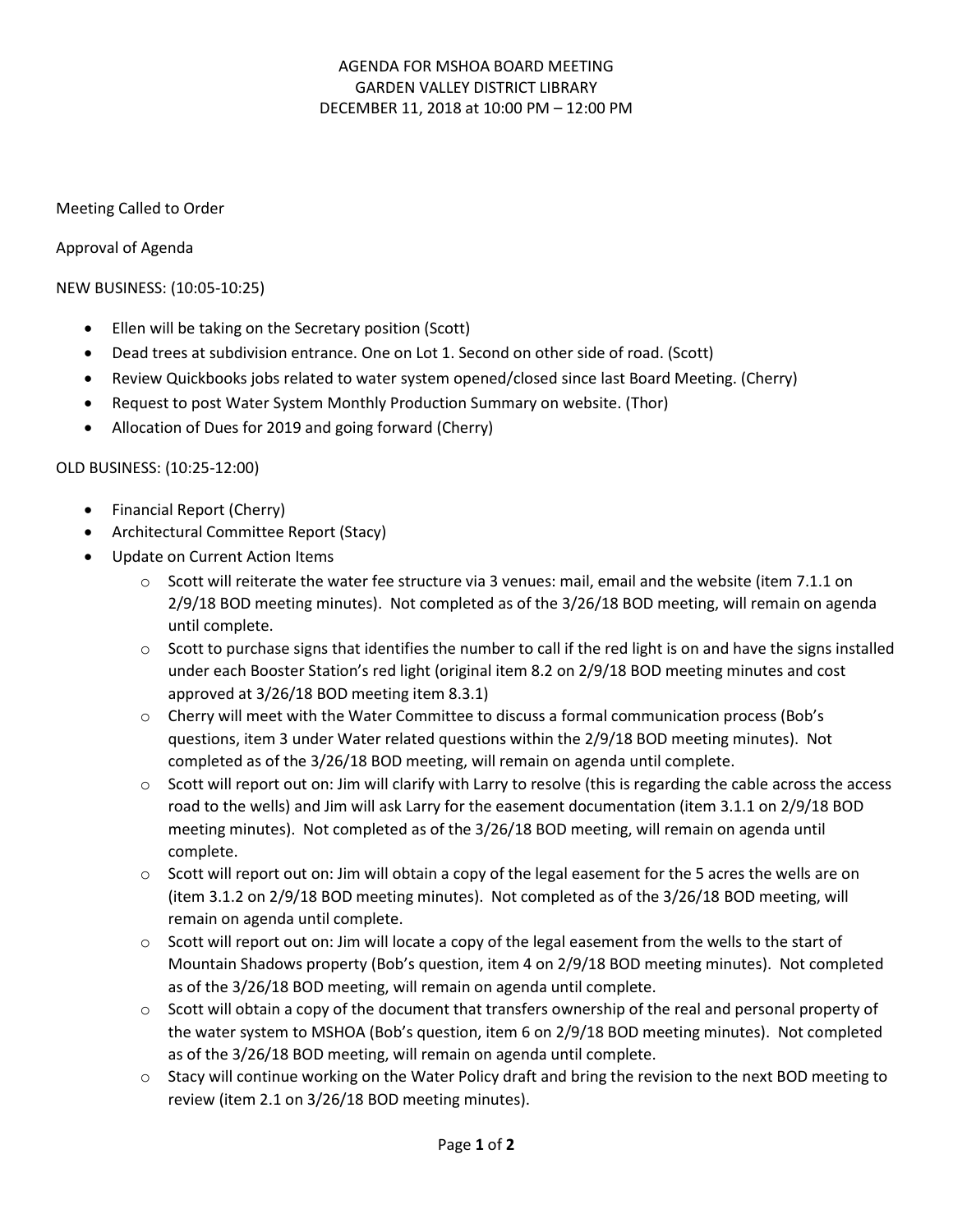AGENDA FOR MSHOA BOARD MEETING
GARDEN VALLEY DISTRICT LIBRARY
DECEMBER 11, 2018 at 10:00 PM – 12:00 PM

Meeting Called to Order

Approval of Agenda

NEW BUSINESS: (10:05-10:25)

- Ellen will be taking on the Secretary position (Scott)
- Dead trees at subdivision entrance. One on Lot 1. Second on other side of road. (Scott)
- Review Quickbooks jobs related to water system opened/closed since last Board Meeting. (Cherry)
- Request to post Water System Monthly Production Summary on website. (Thor)
- Allocation of Dues for 2019 and going forward (Cherry)

OLD BUSINESS: (10:25-12:00)

- Financial Report (Cherry)
- Architectural Committee Report (Stacy)
- Update on Current Action Items
  - Scott will reiterate the water fee structure via 3 venues: mail, email and the website (item 7.1.1 on 2/9/18 BOD meeting minutes). Not completed as of the 3/26/18 BOD meeting, will remain on agenda until complete.
  - Scott to purchase signs that identifies the number to call if the red light is on and have the signs installed under each Booster Station's red light (original item 8.2 on 2/9/18 BOD meeting minutes and cost approved at 3/26/18 BOD meeting item 8.3.1)
  - Cherry will meet with the Water Committee to discuss a formal communication process (Bob's questions, item 3 under Water related questions within the 2/9/18 BOD meeting minutes). Not completed as of the 3/26/18 BOD meeting, will remain on agenda until complete.
  - Scott will report out on: Jim will clarify with Larry to resolve (this is regarding the cable across the access road to the wells) and Jim will ask Larry for the easement documentation (item 3.1.1 on 2/9/18 BOD meeting minutes). Not completed as of the 3/26/18 BOD meeting, will remain on agenda until complete.
  - Scott will report out on: Jim will obtain a copy of the legal easement for the 5 acres the wells are on (item 3.1.2 on 2/9/18 BOD meeting minutes). Not completed as of the 3/26/18 BOD meeting, will remain on agenda until complete.
  - Scott will report out on: Jim will locate a copy of the legal easement from the wells to the start of Mountain Shadows property (Bob's question, item 4 on 2/9/18 BOD meeting minutes). Not completed as of the 3/26/18 BOD meeting, will remain on agenda until complete.
  - Scott will obtain a copy of the document that transfers ownership of the real and personal property of the water system to MSHOA (Bob's question, item 6 on 2/9/18 BOD meeting minutes). Not completed as of the 3/26/18 BOD meeting, will remain on agenda until complete.
  - Stacy will continue working on the Water Policy draft and bring the revision to the next BOD meeting to review (item 2.1 on 3/26/18 BOD meeting minutes).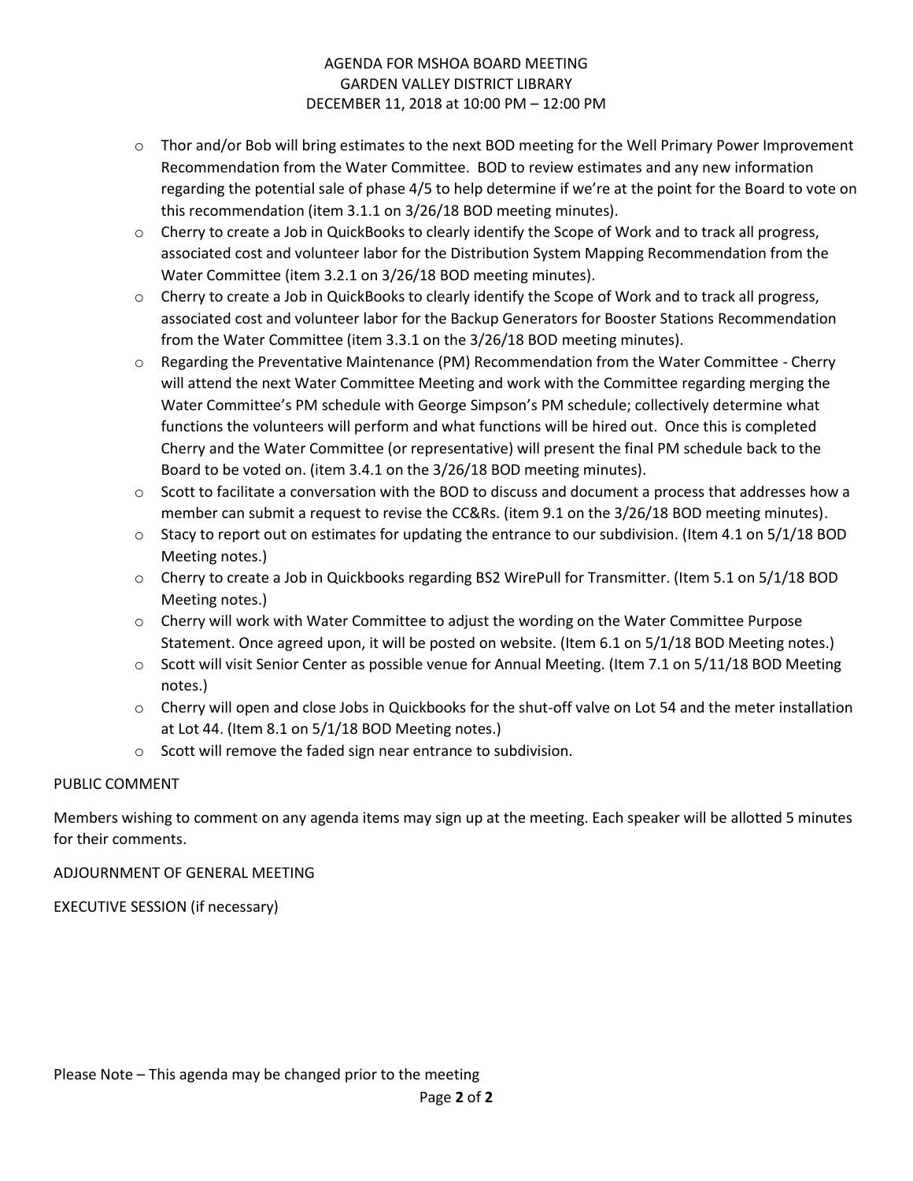AGENDA FOR MSHOA BOARD MEETING
GARDEN VALLEY DISTRICT LIBRARY
DECEMBER 11, 2018 at 10:00 PM – 12:00 PM

- Thor and/or Bob will bring estimates to the next BOD meeting for the Well Primary Power Improvement Recommendation from the Water Committee. BOD to review estimates and any new information regarding the potential sale of phase 4/5 to help determine if we're at the point for the Board to vote on this recommendation (item 3.1.1 on 3/26/18 BOD meeting minutes).
- Cherry to create a Job in QuickBooks to clearly identify the Scope of Work and to track all progress, associated cost and volunteer labor for the Distribution System Mapping Recommendation from the Water Committee (item 3.2.1 on 3/26/18 BOD meeting minutes).
- Cherry to create a Job in QuickBooks to clearly identify the Scope of Work and to track all progress, associated cost and volunteer labor for the Backup Generators for Booster Stations Recommendation from the Water Committee (item 3.3.1 on the 3/26/18 BOD meeting minutes).
- Regarding the Preventative Maintenance (PM) Recommendation from the Water Committee - Cherry will attend the next Water Committee Meeting and work with the Committee regarding merging the Water Committee's PM schedule with George Simpson's PM schedule; collectively determine what functions the volunteers will perform and what functions will be hired out. Once this is completed Cherry and the Water Committee (or representative) will present the final PM schedule back to the Board to be voted on. (item 3.4.1 on the 3/26/18 BOD meeting minutes).
- Scott to facilitate a conversation with the BOD to discuss and document a process that addresses how a member can submit a request to revise the CC&Rs. (item 9.1 on the 3/26/18 BOD meeting minutes).
- Stacy to report out on estimates for updating the entrance to our subdivision. (Item 4.1 on 5/1/18 BOD Meeting notes.)
- Cherry to create a Job in Quickbooks regarding BS2 WirePull for Transmitter. (Item 5.1 on 5/1/18 BOD Meeting notes.)
- Cherry will work with Water Committee to adjust the wording on the Water Committee Purpose Statement. Once agreed upon, it will be posted on website. (Item 6.1 on 5/1/18 BOD Meeting notes.)
- Scott will visit Senior Center as possible venue for Annual Meeting. (Item 7.1 on 5/11/18 BOD Meeting notes.)
- Cherry will open and close Jobs in Quickbooks for the shut-off valve on Lot 54 and the meter installation at Lot 44. (Item 8.1 on 5/1/18 BOD Meeting notes.)
- Scott will remove the faded sign near entrance to subdivision.

PUBLIC COMMENT

Members wishing to comment on any agenda items may sign up at the meeting. Each speaker will be allotted 5 minutes for their comments.

ADJOURNMENT OF GENERAL MEETING

EXECUTIVE SESSION (if necessary)

Please Note – This agenda may be changed prior to the meeting